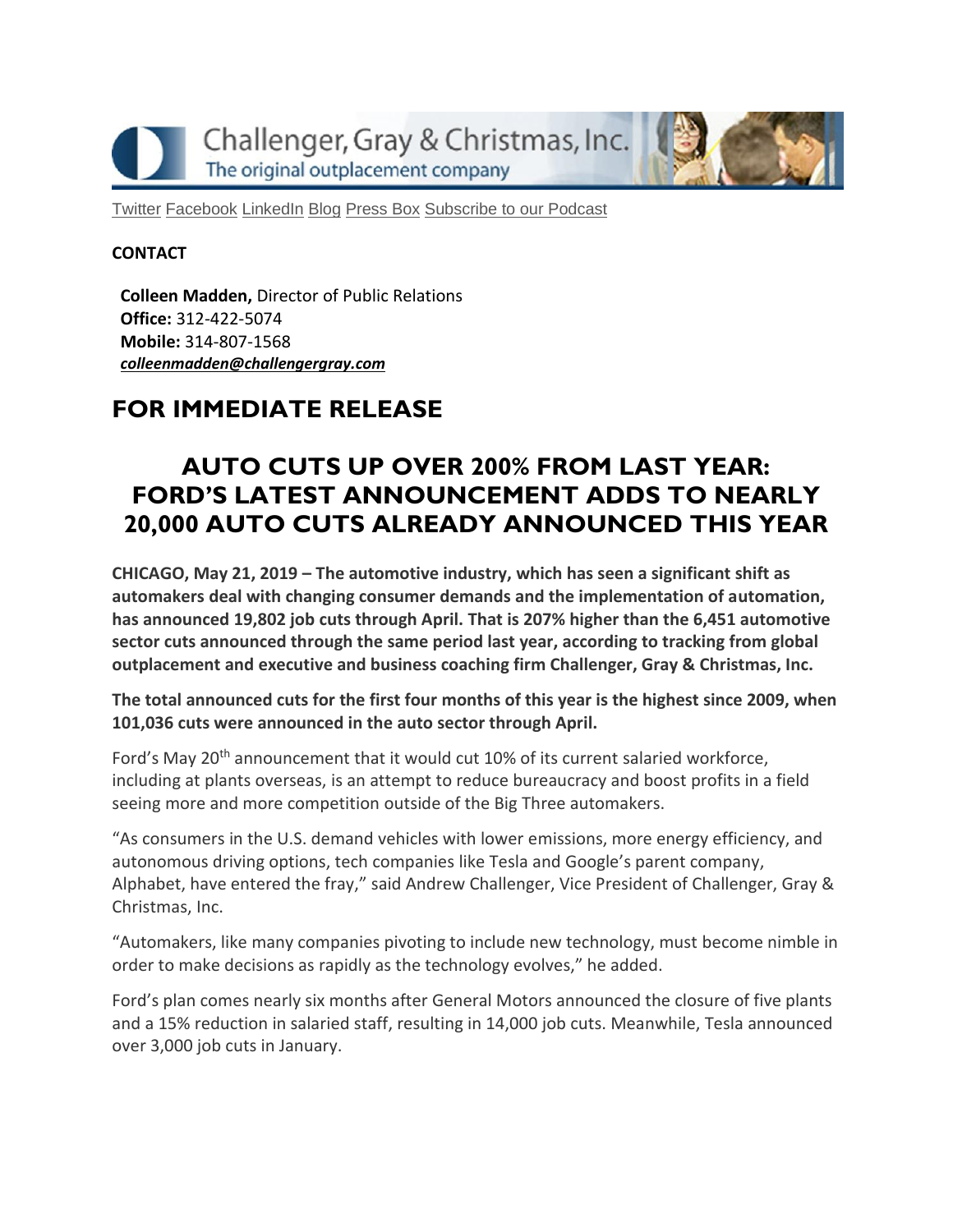Challenger, Gray & Christmas, Inc.
The original outplacement company

Twitter Facebook LinkedIn Blog Press Box Subscribe to our Podcast

**CONTACT**

**Colleen Madden,** Director of Public Relations
**Office:** 312-422-5074
**Mobile:** 314-807-1568
***colleenmadden@challengergray.com***

# FOR IMMEDIATE RELEASE

## AUTO CUTS UP OVER 200% FROM LAST YEAR: FORD'S LATEST ANNOUNCEMENT ADDS TO NEARLY 20,000 AUTO CUTS ALREADY ANNOUNCED THIS YEAR

**CHICAGO, May 21, 2019 – The automotive industry, which has seen a significant shift as automakers deal with changing consumer demands and the implementation of automation, has announced 19,802 job cuts through April. That is 207% higher than the 6,451 automotive sector cuts announced through the same period last year, according to tracking from global outplacement and executive and business coaching firm Challenger, Gray & Christmas, Inc.**

**The total announced cuts for the first four months of this year is the highest since 2009, when 101,036 cuts were announced in the auto sector through April.**

Ford's May 20th announcement that it would cut 10% of its current salaried workforce, including at plants overseas, is an attempt to reduce bureaucracy and boost profits in a field seeing more and more competition outside of the Big Three automakers.

"As consumers in the U.S. demand vehicles with lower emissions, more energy efficiency, and autonomous driving options, tech companies like Tesla and Google's parent company, Alphabet, have entered the fray," said Andrew Challenger, Vice President of Challenger, Gray & Christmas, Inc.

"Automakers, like many companies pivoting to include new technology, must become nimble in order to make decisions as rapidly as the technology evolves," he added.

Ford's plan comes nearly six months after General Motors announced the closure of five plants and a 15% reduction in salaried staff, resulting in 14,000 job cuts. Meanwhile, Tesla announced over 3,000 job cuts in January.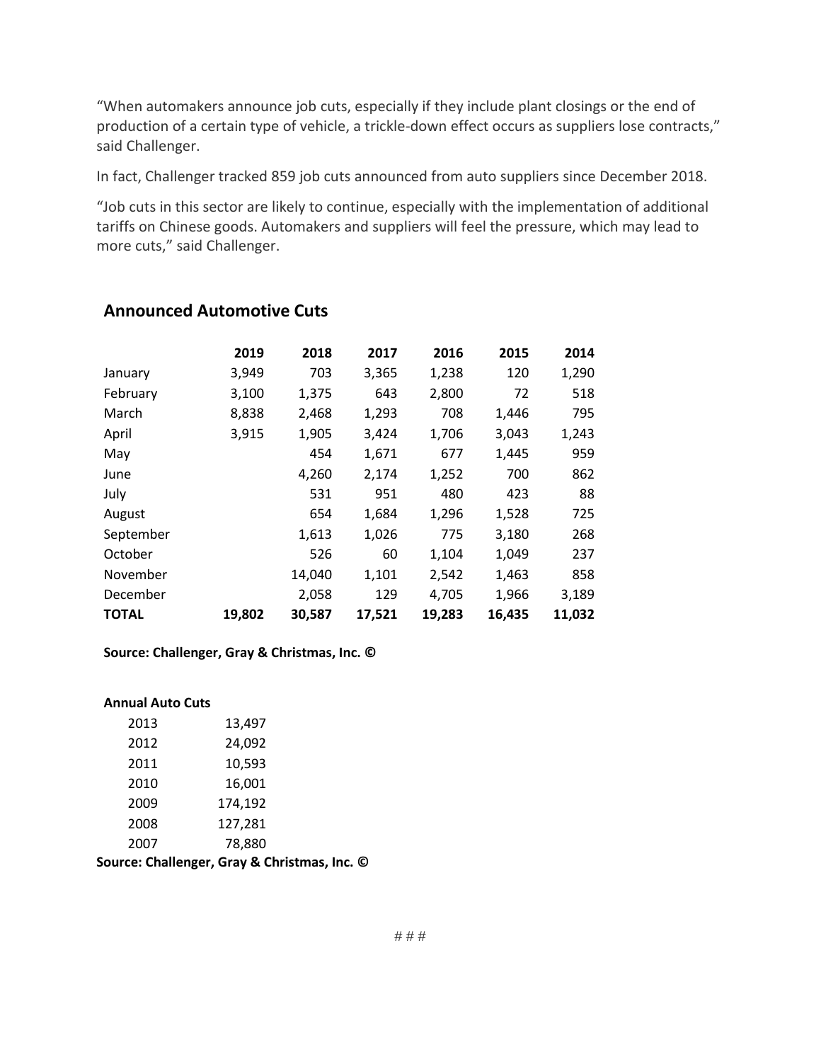"When automakers announce job cuts, especially if they include plant closings or the end of production of a certain type of vehicle, a trickle-down effect occurs as suppliers lose contracts," said Challenger.

In fact, Challenger tracked 859 job cuts announced from auto suppliers since December 2018.

"Job cuts in this sector are likely to continue, especially with the implementation of additional tariffs on Chinese goods. Automakers and suppliers will feel the pressure, which may lead to more cuts," said Challenger.

## Announced Automotive Cuts

| | 2019 | 2018 | 2017 | 2016 | 2015 | 2014 |
|---|---|---|---|---|---|---|
| January | 3,949 | 703 | 3,365 | 1,238 | 120 | 1,290 |
| February | 3,100 | 1,375 | 643 | 2,800 | 72 | 518 |
| March | 8,838 | 2,468 | 1,293 | 708 | 1,446 | 795 |
| April | 3,915 | 1,905 | 3,424 | 1,706 | 3,043 | 1,243 |
| May | | 454 | 1,671 | 677 | 1,445 | 959 |
| June | | 4,260 | 2,174 | 1,252 | 700 | 862 |
| July | | 531 | 951 | 480 | 423 | 88 |
| August | | 654 | 1,684 | 1,296 | 1,528 | 725 |
| September | | 1,613 | 1,026 | 775 | 3,180 | 268 |
| October | | 526 | 60 | 1,104 | 1,049 | 237 |
| November | | 14,040 | 1,101 | 2,542 | 1,463 | 858 |
| December | | 2,058 | 129 | 4,705 | 1,966 | 3,189 |
| **TOTAL** | **19,802** | **30,587** | **17,521** | **19,283** | **16,435** | **11,032** |

**Source: Challenger, Gray & Christmas, Inc. ©**

**Annual Auto Cuts**

| | |
|---|---|
| 2013 | 13,497 |
| 2012 | 24,092 |
| 2011 | 10,593 |
| 2010 | 16,001 |
| 2009 | 174,192 |
| 2008 | 127,281 |
| 2007 | 78,880 |

**Source: Challenger, Gray & Christmas, Inc. ©**

# # #